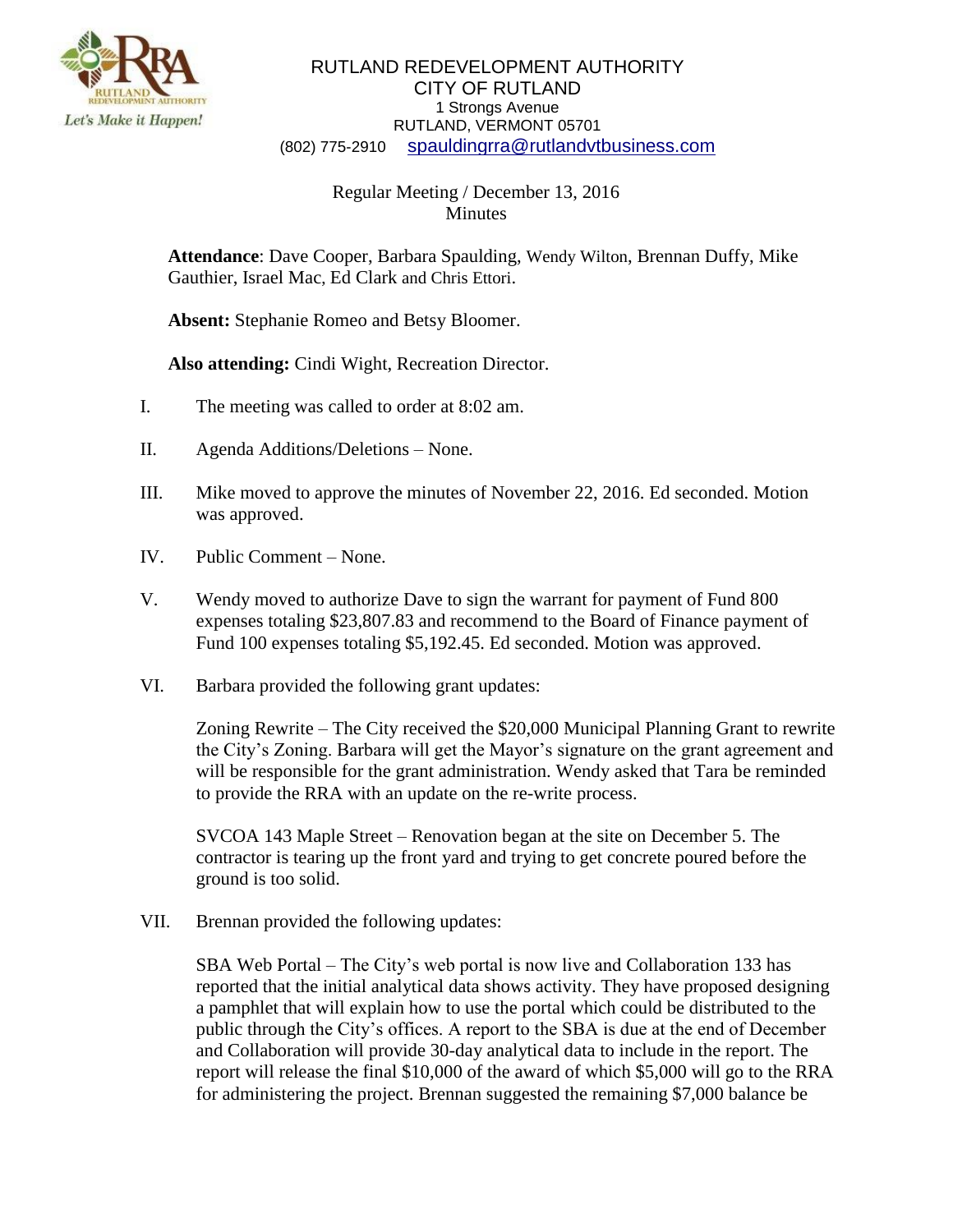RUTLAND REDEVELOPMENT AUTHORITY
CITY OF RUTLAND
1 Strongs Avenue
RUTLAND, VERMONT 05701
(802) 775-2910 spauldingrra@rutlandvtbusiness.com

Regular Meeting / December 13, 2016
Minutes

**Attendance**: Dave Cooper, Barbara Spaulding, Wendy Wilton, Brennan Duffy, Mike Gauthier, Israel Mac, Ed Clark and Chris Ettori.

**Absent:** Stephanie Romeo and Betsy Bloomer.

**Also attending:** Cindi Wight, Recreation Director.

I. The meeting was called to order at 8:02 am.

II. Agenda Additions/Deletions – None.

III. Mike moved to approve the minutes of November 22, 2016. Ed seconded. Motion was approved.

IV. Public Comment – None.

V. Wendy moved to authorize Dave to sign the warrant for payment of Fund 800 expenses totaling $23,807.83 and recommend to the Board of Finance payment of Fund 100 expenses totaling $5,192.45. Ed seconded. Motion was approved.

VI. Barbara provided the following grant updates:

Zoning Rewrite – The City received the $20,000 Municipal Planning Grant to rewrite the City's Zoning. Barbara will get the Mayor's signature on the grant agreement and will be responsible for the grant administration. Wendy asked that Tara be reminded to provide the RRA with an update on the re-write process.

SVCOA 143 Maple Street – Renovation began at the site on December 5. The contractor is tearing up the front yard and trying to get concrete poured before the ground is too solid.

VII. Brennan provided the following updates:

SBA Web Portal – The City's web portal is now live and Collaboration 133 has reported that the initial analytical data shows activity. They have proposed designing a pamphlet that will explain how to use the portal which could be distributed to the public through the City's offices. A report to the SBA is due at the end of December and Collaboration will provide 30-day analytical data to include in the report. The report will release the final $10,000 of the award of which $5,000 will go to the RRA for administering the project. Brennan suggested the remaining $7,000 balance be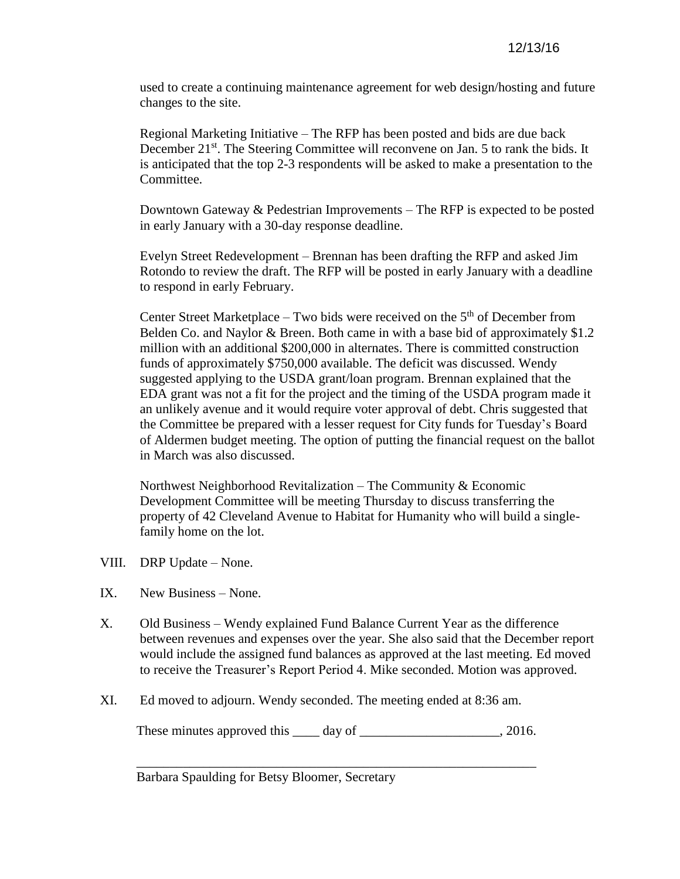used to create a continuing maintenance agreement for web design/hosting and future changes to the site.

Regional Marketing Initiative – The RFP has been posted and bids are due back December 21st. The Steering Committee will reconvene on Jan. 5 to rank the bids. It is anticipated that the top 2-3 respondents will be asked to make a presentation to the Committee.

Downtown Gateway & Pedestrian Improvements – The RFP is expected to be posted in early January with a 30-day response deadline.

Evelyn Street Redevelopment – Brennan has been drafting the RFP and asked Jim Rotondo to review the draft. The RFP will be posted in early January with a deadline to respond in early February.

Center Street Marketplace – Two bids were received on the 5th of December from Belden Co. and Naylor & Breen. Both came in with a base bid of approximately $1.2 million with an additional $200,000 in alternates. There is committed construction funds of approximately $750,000 available. The deficit was discussed. Wendy suggested applying to the USDA grant/loan program. Brennan explained that the EDA grant was not a fit for the project and the timing of the USDA program made it an unlikely avenue and it would require voter approval of debt. Chris suggested that the Committee be prepared with a lesser request for City funds for Tuesday's Board of Aldermen budget meeting. The option of putting the financial request on the ballot in March was also discussed.

Northwest Neighborhood Revitalization – The Community & Economic Development Committee will be meeting Thursday to discuss transferring the property of 42 Cleveland Avenue to Habitat for Humanity who will build a single-family home on the lot.

VIII. DRP Update – None.

IX. New Business – None.

X. Old Business – Wendy explained Fund Balance Current Year as the difference between revenues and expenses over the year. She also said that the December report would include the assigned fund balances as approved at the last meeting. Ed moved to receive the Treasurer's Report Period 4. Mike seconded. Motion was approved.

XI. Ed moved to adjourn. Wendy seconded. The meeting ended at 8:36 am.

These minutes approved this ____ day of ____________________, 2016.

_______________________________________________________________

Barbara Spaulding for Betsy Bloomer, Secretary